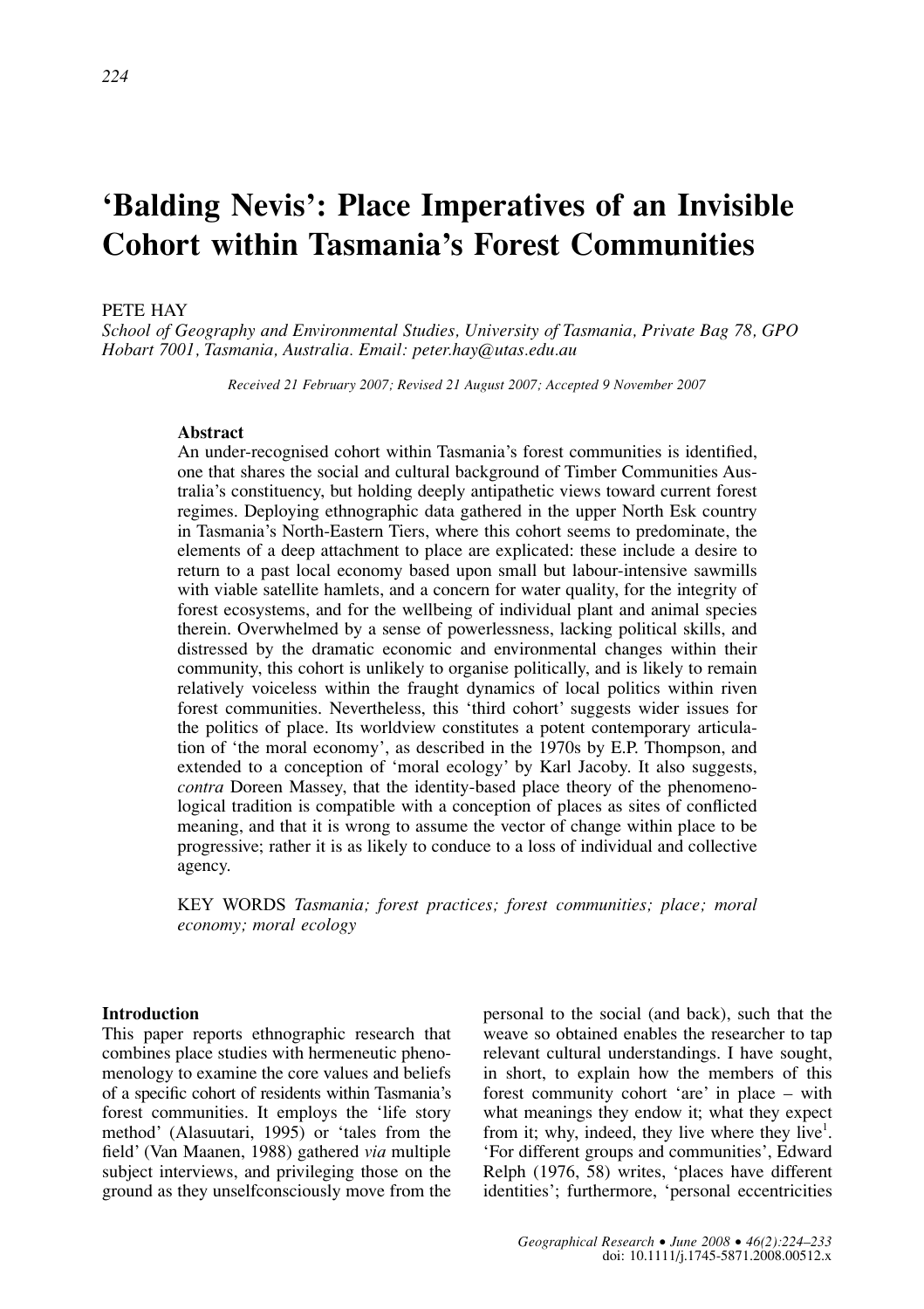# 'Balding Nevis': Place Imperatives of an Invisible Cohort within Tasmania's Forest Communities

PETE HAY

*School of Geography and Environmental Studies, University of Tasmania, Private Bag 78, GPO Hobart 7001, Tasmania, Australia. Email: peter.hay@utas.edu.au*

*Received 21 February 2007; Revised 21 August 2007; Accepted 9 November 2007*

### Abstract

An under-recognised cohort within Tasmania's forest communities is identified, one that shares the social and cultural background of Timber Communities Australia's constituency, but holding deeply antipathetic views toward current forest regimes. Deploying ethnographic data gathered in the upper North Esk country in Tasmania's North-Eastern Tiers, where this cohort seems to predominate, the elements of a deep attachment to place are explicated: these include a desire to return to a past local economy based upon small but labour-intensive sawmills with viable satellite hamlets, and a concern for water quality, for the integrity of forest ecosystems, and for the wellbeing of individual plant and animal species therein. Overwhelmed by a sense of powerlessness, lacking political skills, and distressed by the dramatic economic and environmental changes within their community, this cohort is unlikely to organise politically, and is likely to remain relatively voiceless within the fraught dynamics of local politics within riven forest communities. Nevertheless, this 'third cohort' suggests wider issues for the politics of place. Its worldview constitutes a potent contemporary articulation of 'the moral economy', as described in the 1970s by E.P. Thompson, and extended to a conception of 'moral ecology' by Karl Jacoby. It also suggests, *contra* Doreen Massey, that the identity-based place theory of the phenomenological tradition is compatible with a conception of places as sites of conflicted meaning, and that it is wrong to assume the vector of change within place to be progressive; rather it is as likely to conduce to a loss of individual and collective agency.

KEY WORDS *Tasmania; forest practices; forest communities; place; moral economy; moral ecology*

## Introduction

This paper reports ethnographic research that combines place studies with hermeneutic phenomenology to examine the core values and beliefs of a specific cohort of residents within Tasmania's forest communities. It employs the 'life story method' (Alasuutari, 1995) or 'tales from the field' (Van Maanen, 1988) gathered *via* multiple subject interviews, and privileging those on the ground as they unselfconsciously move from the personal to the social (and back), such that the weave so obtained enables the researcher to tap relevant cultural understandings. I have sought, in short, to explain how the members of this forest community cohort 'are' in place – with what meanings they endow it; what they expect from it; why, indeed, they live where they live[1]. 'For different groups and communities', Edward Relph (1976, 58) writes, 'places have different identities'; furthermore, 'personal eccentricities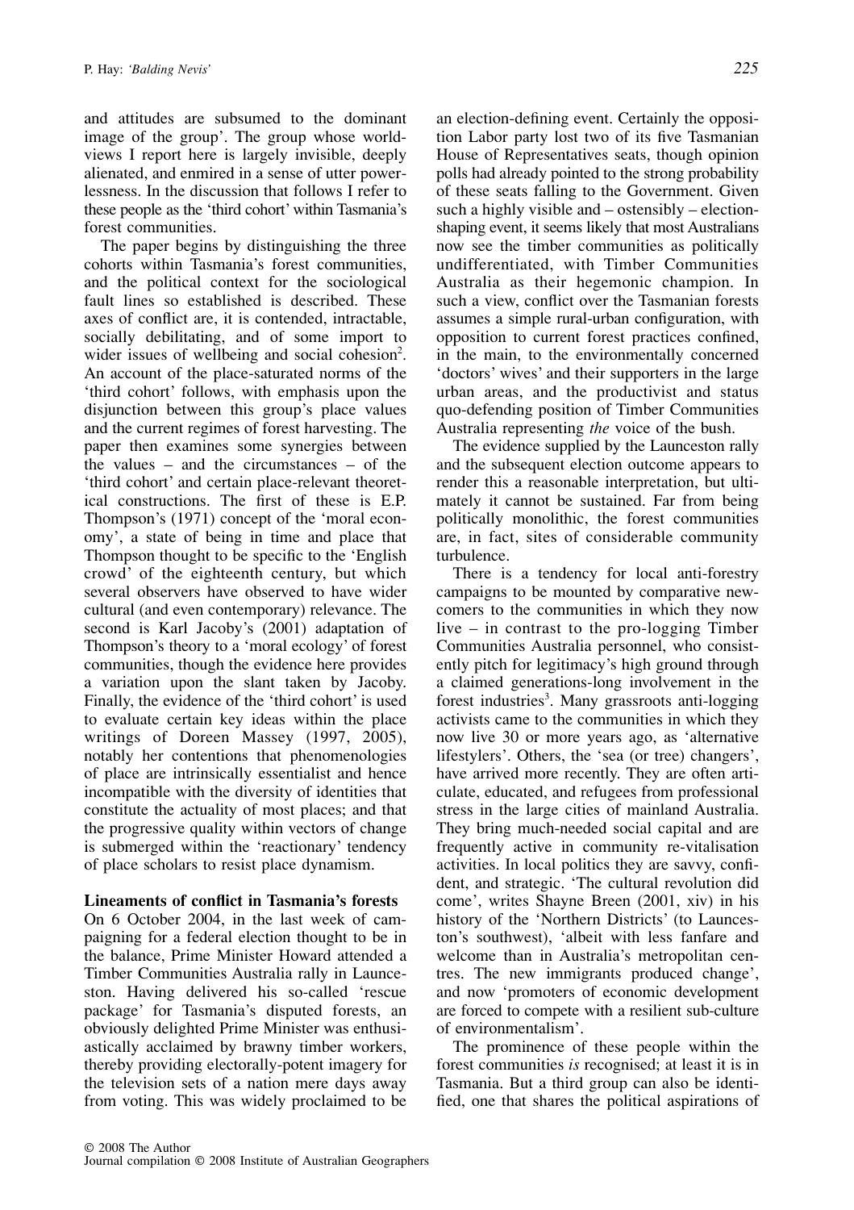and attitudes are subsumed to the dominant image of the group'. The group whose worldviews I report here is largely invisible, deeply alienated, and enmired in a sense of utter powerlessness. In the discussion that follows I refer to these people as the 'third cohort' within Tasmania's forest communities.

The paper begins by distinguishing the three cohorts within Tasmania's forest communities, and the political context for the sociological fault lines so established is described. These axes of conflict are, it is contended, intractable, socially debilitating, and of some import to wider issues of wellbeing and social cohesion[2]. An account of the place-saturated norms of the 'third cohort' follows, with emphasis upon the disjunction between this group's place values and the current regimes of forest harvesting. The paper then examines some synergies between the values – and the circumstances – of the 'third cohort' and certain place-relevant theoretical constructions. The first of these is E.P. Thompson's (1971) concept of the 'moral economy', a state of being in time and place that Thompson thought to be specific to the 'English crowd' of the eighteenth century, but which several observers have observed to have wider cultural (and even contemporary) relevance. The second is Karl Jacoby's (2001) adaptation of Thompson's theory to a 'moral ecology' of forest communities, though the evidence here provides a variation upon the slant taken by Jacoby. Finally, the evidence of the 'third cohort' is used to evaluate certain key ideas within the place writings of Doreen Massey (1997, 2005), notably her contentions that phenomenologies of place are intrinsically essentialist and hence incompatible with the diversity of identities that constitute the actuality of most places; and that the progressive quality within vectors of change is submerged within the 'reactionary' tendency of place scholars to resist place dynamism.

## Lineaments of conflict in Tasmania's forests

On 6 October 2004, in the last week of campaigning for a federal election thought to be in the balance, Prime Minister Howard attended a Timber Communities Australia rally in Launceston. Having delivered his so-called 'rescue package' for Tasmania's disputed forests, an obviously delighted Prime Minister was enthusiastically acclaimed by brawny timber workers, thereby providing electorally-potent imagery for the television sets of a nation mere days away from voting. This was widely proclaimed to be an election-defining event. Certainly the opposition Labor party lost two of its five Tasmanian House of Representatives seats, though opinion polls had already pointed to the strong probability of these seats falling to the Government. Given such a highly visible and – ostensibly – election-shaping event, it seems likely that most Australians now see the timber communities as politically undifferentiated, with Timber Communities Australia as their hegemonic champion. In such a view, conflict over the Tasmanian forests assumes a simple rural-urban configuration, with opposition to current forest practices confined, in the main, to the environmentally concerned 'doctors' wives' and their supporters in the large urban areas, and the productivist and status quo-defending position of Timber Communities Australia representing *the* voice of the bush.

The evidence supplied by the Launceston rally and the subsequent election outcome appears to render this a reasonable interpretation, but ultimately it cannot be sustained. Far from being politically monolithic, the forest communities are, in fact, sites of considerable community turbulence.

There is a tendency for local anti-forestry campaigns to be mounted by comparative newcomers to the communities in which they now live – in contrast to the pro-logging Timber Communities Australia personnel, who consistently pitch for legitimacy's high ground through a claimed generations-long involvement in the forest industries[3]. Many grassroots anti-logging activists came to the communities in which they now live 30 or more years ago, as 'alternative lifestylers'. Others, the 'sea (or tree) changers', have arrived more recently. They are often articulate, educated, and refugees from professional stress in the large cities of mainland Australia. They bring much-needed social capital and are frequently active in community re-vitalisation activities. In local politics they are savvy, confident, and strategic. 'The cultural revolution did come', writes Shayne Breen (2001, xiv) in his history of the 'Northern Districts' (to Launceston's southwest), 'albeit with less fanfare and welcome than in Australia's metropolitan centres. The new immigrants produced change', and now 'promoters of economic development are forced to compete with a resilient sub-culture of environmentalism'.

The prominence of these people within the forest communities *is* recognised; at least it is in Tasmania. But a third group can also be identified, one that shares the political aspirations of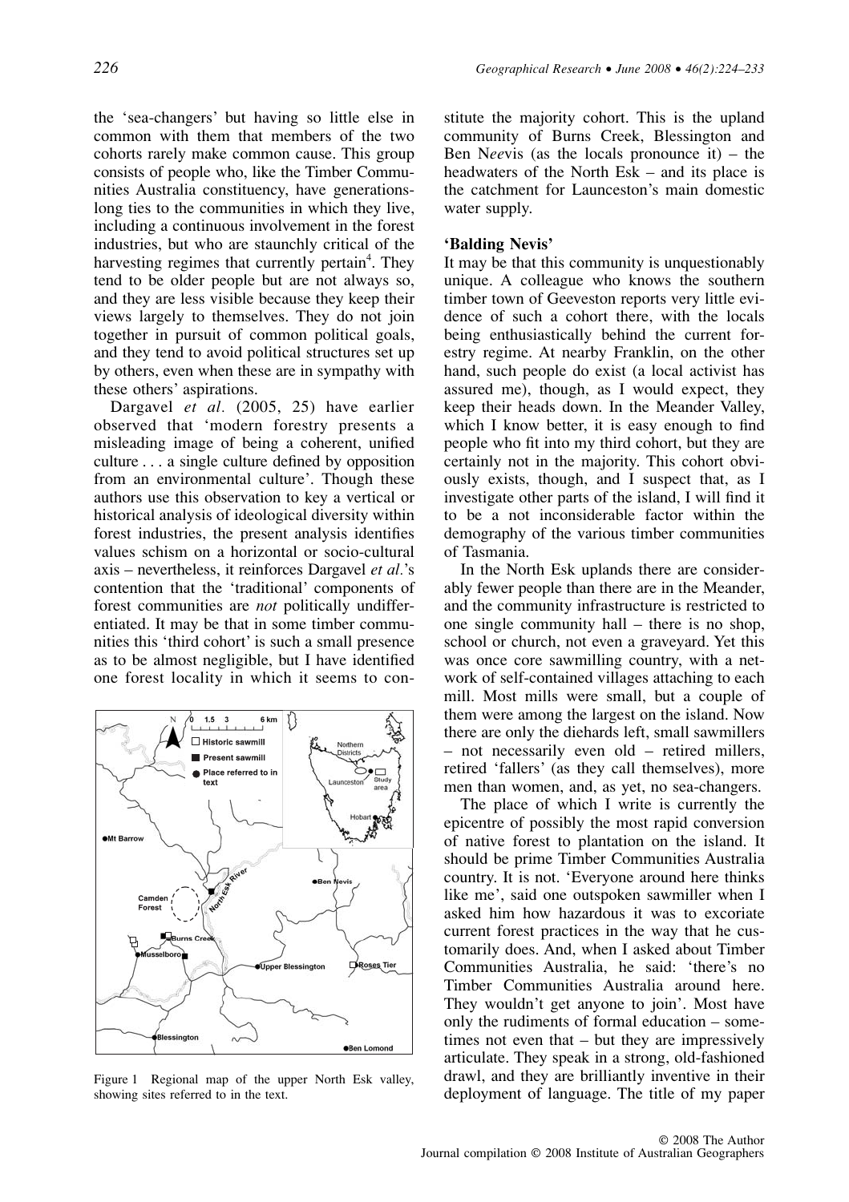the 'sea-changers' but having so little else in common with them that members of the two cohorts rarely make common cause. This group consists of people who, like the Timber Communities Australia constituency, have generations-long ties to the communities in which they live, including a continuous involvement in the forest industries, but who are staunchly critical of the harvesting regimes that currently pertain[4]. They tend to be older people but are not always so, and they are less visible because they keep their views largely to themselves. They do not join together in pursuit of common political goals, and they tend to avoid political structures set up by others, even when these are in sympathy with these others' aspirations.

Dargavel *et al.* (2005, 25) have earlier observed that 'modern forestry presents a misleading image of being a coherent, unified culture . . . a single culture defined by opposition from an environmental culture'. Though these authors use this observation to key a vertical or historical analysis of ideological diversity within forest industries, the present analysis identifies values schism on a horizontal or socio-cultural axis – nevertheless, it reinforces Dargavel *et al.*'s contention that the 'traditional' components of forest communities are *not* politically undifferentiated. It may be that in some timber communities this 'third cohort' is such a small presence as to be almost negligible, but I have identified one forest locality in which it seems to constitute the majority cohort. This is the upland community of Burns Creek, Blessington and Ben N*ee*vis (as the locals pronounce it) – the headwaters of the North Esk – and its place is the catchment for Launceston's main domestic water supply.

N
0 1.5 3 6 km
Historic sawmill
Present sawmill
Place referred to in text
Northern Districts
Launceston
Study area
Hobart
Mt Barrow
Camden Forest
North Esk River
Ben Nevis
Burns Creek
Musselboro
Upper Blessington
Roses Tier
Blessington
Ben Lomond

Figure 1 Regional map of the upper North Esk valley, showing sites referred to in the text.

## 'Balding Nevis'

It may be that this community is unquestionably unique. A colleague who knows the southern timber town of Geeveston reports very little evidence of such a cohort there, with the locals being enthusiastically behind the current forestry regime. At nearby Franklin, on the other hand, such people do exist (a local activist has assured me), though, as I would expect, they keep their heads down. In the Meander Valley, which I know better, it is easy enough to find people who fit into my third cohort, but they are certainly not in the majority. This cohort obviously exists, though, and I suspect that, as I investigate other parts of the island, I will find it to be a not inconsiderable factor within the demography of the various timber communities of Tasmania.

In the North Esk uplands there are considerably fewer people than there are in the Meander, and the community infrastructure is restricted to one single community hall – there is no shop, school or church, not even a graveyard. Yet this was once core sawmilling country, with a network of self-contained villages attaching to each mill. Most mills were small, but a couple of them were among the largest on the island. Now there are only the diehards left, small sawmillers – not necessarily even old – retired millers, retired 'fallers' (as they call themselves), more men than women, and, as yet, no sea-changers.

The place of which I write is currently the epicentre of possibly the most rapid conversion of native forest to plantation on the island. It should be prime Timber Communities Australia country. It is not. 'Everyone around here thinks like me', said one outspoken sawmiller when I asked him how hazardous it was to excoriate current forest practices in the way that he customarily does. And, when I asked about Timber Communities Australia, he said: 'there's no Timber Communities Australia around here. They wouldn't get anyone to join'. Most have only the rudiments of formal education – sometimes not even that – but they are impressively articulate. They speak in a strong, old-fashioned drawl, and they are brilliantly inventive in their deployment of language. The title of my paper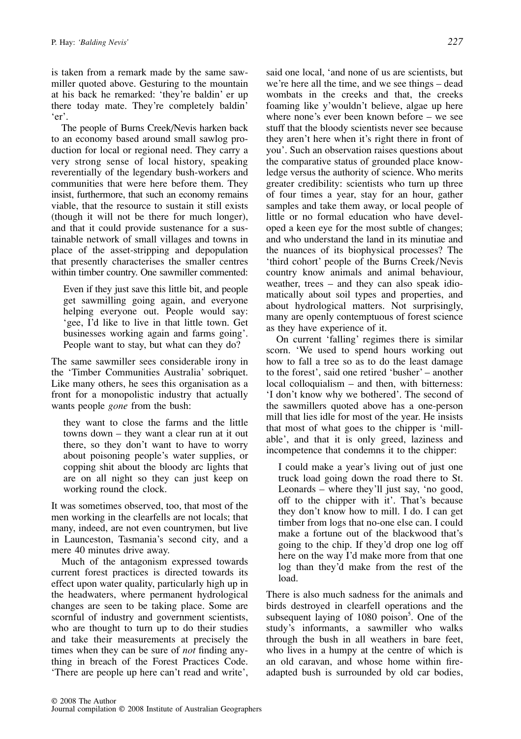is taken from a remark made by the same sawmiller quoted above. Gesturing to the mountain at his back he remarked: 'they're baldin' er up there today mate. They're completely baldin' 'er'.

The people of Burns Creek/Nevis harken back to an economy based around small sawlog production for local or regional need. They carry a very strong sense of local history, speaking reverentially of the legendary bush-workers and communities that were here before them. They insist, furthermore, that such an economy remains viable, that the resource to sustain it still exists (though it will not be there for much longer), and that it could provide sustenance for a sustainable network of small villages and towns in place of the asset-stripping and depopulation that presently characterises the smaller centres within timber country. One sawmiller commented:

> Even if they just save this little bit, and people get sawmilling going again, and everyone helping everyone out. People would say: 'gee, I'd like to live in that little town. Get businesses working again and farms going'. People want to stay, but what can they do?

The same sawmiller sees considerable irony in the 'Timber Communities Australia' sobriquet. Like many others, he sees this organisation as a front for a monopolistic industry that actually wants people *gone* from the bush:

> they want to close the farms and the little towns down – they want a clear run at it out there, so they don't want to have to worry about poisoning people's water supplies, or copping shit about the bloody arc lights that are on all night so they can just keep on working round the clock.

It was sometimes observed, too, that most of the men working in the clearfells are not locals; that many, indeed, are not even countrymen, but live in Launceston, Tasmania's second city, and a mere 40 minutes drive away.

Much of the antagonism expressed towards current forest practices is directed towards its effect upon water quality, particularly high up in the headwaters, where permanent hydrological changes are seen to be taking place. Some are scornful of industry and government scientists, who are thought to turn up to do their studies and take their measurements at precisely the times when they can be sure of *not* finding anything in breach of the Forest Practices Code. 'There are people up here can't read and write', said one local, 'and none of us are scientists, but we're here all the time, and we see things – dead wombats in the creeks and that, the creeks foaming like y'wouldn't believe, algae up here where none's ever been known before – we see stuff that the bloody scientists never see because they aren't here when it's right there in front of you'. Such an observation raises questions about the comparative status of grounded place knowledge versus the authority of science. Who merits greater credibility: scientists who turn up three of four times a year, stay for an hour, gather samples and take them away, or local people of little or no formal education who have developed a keen eye for the most subtle of changes; and who understand the land in its minutiae and the nuances of its biophysical processes? The 'third cohort' people of the Burns Creek/Nevis country know animals and animal behaviour, weather, trees – and they can also speak idiomatically about soil types and properties, and about hydrological matters. Not surprisingly, many are openly contemptuous of forest science as they have experience of it.

On current 'falling' regimes there is similar scorn. 'We used to spend hours working out how to fall a tree so as to do the least damage to the forest', said one retired 'busher' – another local colloquialism – and then, with bitterness: 'I don't know why we bothered'. The second of the sawmillers quoted above has a one-person mill that lies idle for most of the year. He insists that most of what goes to the chipper is 'millable', and that it is only greed, laziness and incompetence that condemns it to the chipper:

> I could make a year's living out of just one truck load going down the road there to St. Leonards – where they'll just say, 'no good, off to the chipper with it'. That's because they don't know how to mill. I do. I can get timber from logs that no-one else can. I could make a fortune out of the blackwood that's going to the chip. If they'd drop one log off here on the way I'd make more from that one log than they'd make from the rest of the load.

There is also much sadness for the animals and birds destroyed in clearfell operations and the subsequent laying of 1080 poison[5]. One of the study's informants, a sawmiller who walks through the bush in all weathers in bare feet, who lives in a humpy at the centre of which is an old caravan, and whose home within fire-adapted bush is surrounded by old car bodies,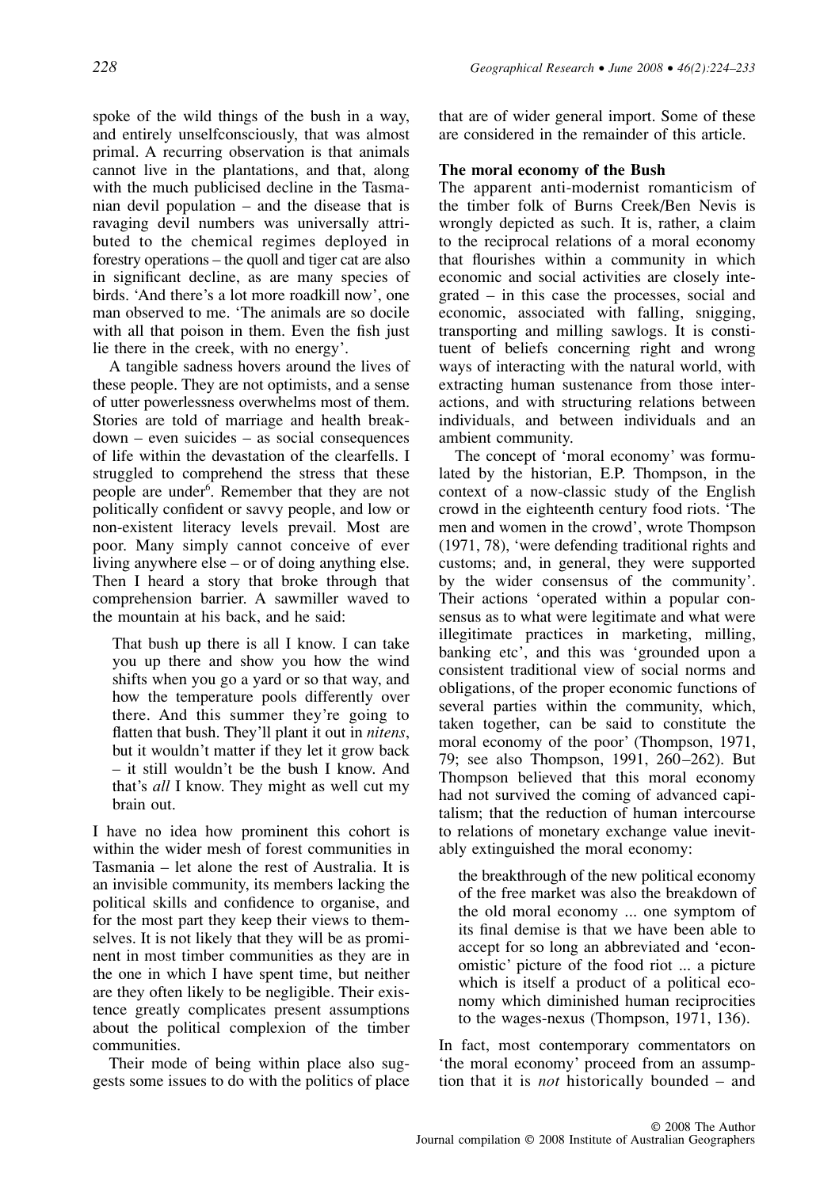spoke of the wild things of the bush in a way, and entirely unselfconsciously, that was almost primal. A recurring observation is that animals cannot live in the plantations, and that, along with the much publicised decline in the Tasmanian devil population – and the disease that is ravaging devil numbers was universally attributed to the chemical regimes deployed in forestry operations – the quoll and tiger cat are also in significant decline, as are many species of birds. 'And there's a lot more roadkill now', one man observed to me. 'The animals are so docile with all that poison in them. Even the fish just lie there in the creek, with no energy'.

A tangible sadness hovers around the lives of these people. They are not optimists, and a sense of utter powerlessness overwhelms most of them. Stories are told of marriage and health breakdown – even suicides – as social consequences of life within the devastation of the clearfells. I struggled to comprehend the stress that these people are under[6]. Remember that they are not politically confident or savvy people, and low or non-existent literacy levels prevail. Most are poor. Many simply cannot conceive of ever living anywhere else – or of doing anything else. Then I heard a story that broke through that comprehension barrier. A sawmiller waved to the mountain at his back, and he said:

> That bush up there is all I know. I can take you up there and show you how the wind shifts when you go a yard or so that way, and how the temperature pools differently over there. And this summer they're going to flatten that bush. They'll plant it out in *nitens*, but it wouldn't matter if they let it grow back – it still wouldn't be the bush I know. And that's *all* I know. They might as well cut my brain out.

I have no idea how prominent this cohort is within the wider mesh of forest communities in Tasmania – let alone the rest of Australia. It is an invisible community, its members lacking the political skills and confidence to organise, and for the most part they keep their views to themselves. It is not likely that they will be as prominent in most timber communities as they are in the one in which I have spent time, but neither are they often likely to be negligible. Their existence greatly complicates present assumptions about the political complexion of the timber communities.

Their mode of being within place also suggests some issues to do with the politics of place that are of wider general import. Some of these are considered in the remainder of this article.

### The moral economy of the Bush

The apparent anti-modernist romanticism of the timber folk of Burns Creek/Ben Nevis is wrongly depicted as such. It is, rather, a claim to the reciprocal relations of a moral economy that flourishes within a community in which economic and social activities are closely integrated – in this case the processes, social and economic, associated with falling, snigging, transporting and milling sawlogs. It is constituent of beliefs concerning right and wrong ways of interacting with the natural world, with extracting human sustenance from those interactions, and with structuring relations between individuals, and between individuals and an ambient community.

The concept of 'moral economy' was formulated by the historian, E.P. Thompson, in the context of a now-classic study of the English crowd in the eighteenth century food riots. 'The men and women in the crowd', wrote Thompson (1971, 78), 'were defending traditional rights and customs; and, in general, they were supported by the wider consensus of the community'. Their actions 'operated within a popular consensus as to what were legitimate and what were illegitimate practices in marketing, milling, banking etc', and this was 'grounded upon a consistent traditional view of social norms and obligations, of the proper economic functions of several parties within the community, which, taken together, can be said to constitute the moral economy of the poor' (Thompson, 1971, 79; see also Thompson, 1991, 260–262). But Thompson believed that this moral economy had not survived the coming of advanced capitalism; that the reduction of human intercourse to relations of monetary exchange value inevitably extinguished the moral economy:

> the breakthrough of the new political economy of the free market was also the breakdown of the old moral economy ... one symptom of its final demise is that we have been able to accept for so long an abbreviated and 'economistic' picture of the food riot ... a picture which is itself a product of a political economy which diminished human reciprocities to the wages-nexus (Thompson, 1971, 136).

In fact, most contemporary commentators on 'the moral economy' proceed from an assumption that it is *not* historically bounded – and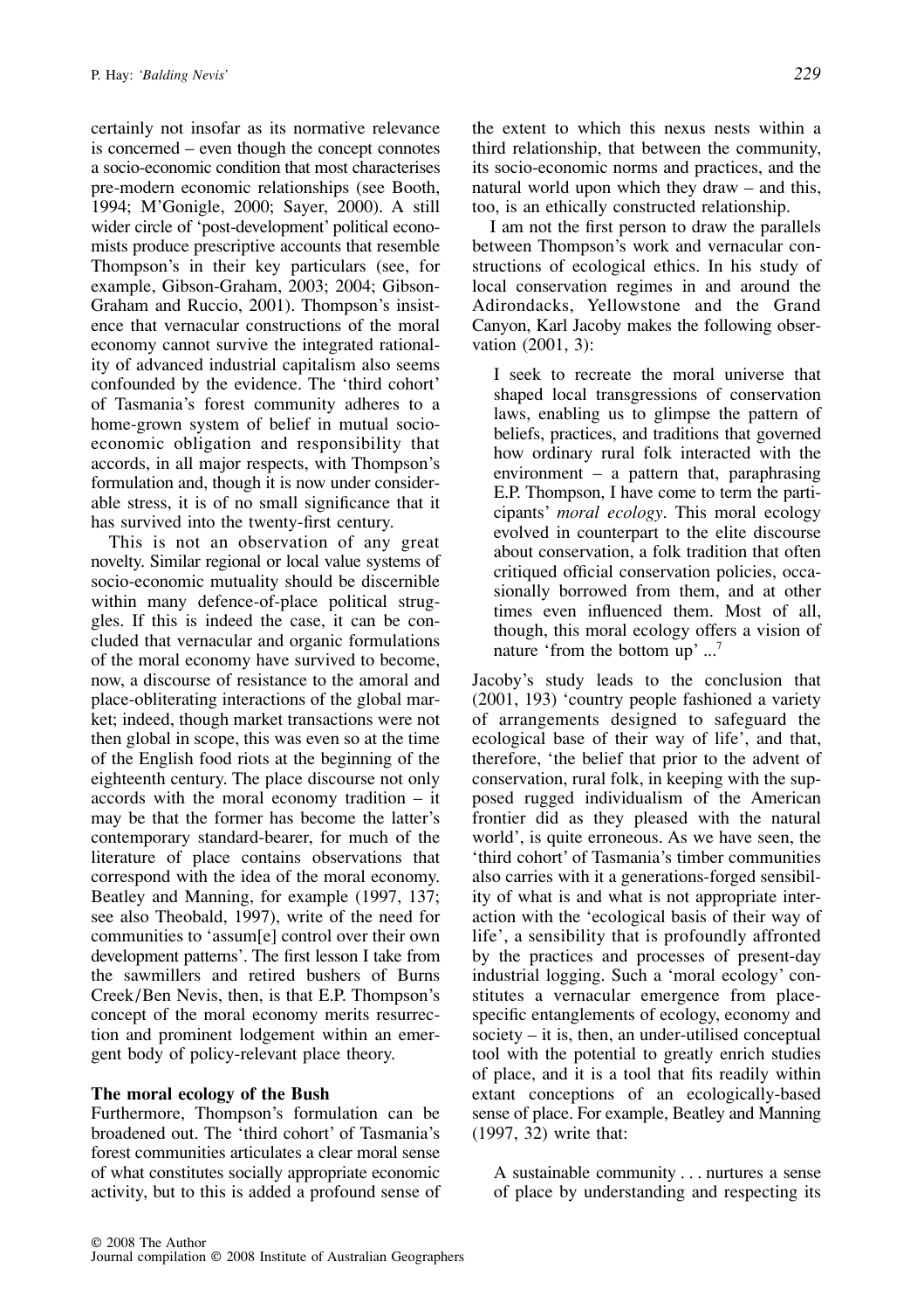certainly not insofar as its normative relevance is concerned – even though the concept connotes a socio-economic condition that most characterises pre-modern economic relationships (see Booth, 1994; M'Gonigle, 2000; Sayer, 2000). A still wider circle of 'post-development' political economists produce prescriptive accounts that resemble Thompson's in their key particulars (see, for example, Gibson-Graham, 2003; 2004; Gibson-Graham and Ruccio, 2001). Thompson's insistence that vernacular constructions of the moral economy cannot survive the integrated rationality of advanced industrial capitalism also seems confounded by the evidence. The 'third cohort' of Tasmania's forest community adheres to a home-grown system of belief in mutual socio-economic obligation and responsibility that accords, in all major respects, with Thompson's formulation and, though it is now under considerable stress, it is of no small significance that it has survived into the twenty-first century.

This is not an observation of any great novelty. Similar regional or local value systems of socio-economic mutuality should be discernible within many defence-of-place political struggles. If this is indeed the case, it can be concluded that vernacular and organic formulations of the moral economy have survived to become, now, a discourse of resistance to the amoral and place-obliterating interactions of the global market; indeed, though market transactions were not then global in scope, this was even so at the time of the English food riots at the beginning of the eighteenth century. The place discourse not only accords with the moral economy tradition – it may be that the former has become the latter's contemporary standard-bearer, for much of the literature of place contains observations that correspond with the idea of the moral economy. Beatley and Manning, for example (1997, 137; see also Theobald, 1997), write of the need for communities to 'assum[e] control over their own development patterns'. The first lesson I take from the sawmillers and retired bushers of Burns Creek/Ben Nevis, then, is that E.P. Thompson's concept of the moral economy merits resurrection and prominent lodgement within an emergent body of policy-relevant place theory.

### The moral ecology of the Bush

Furthermore, Thompson's formulation can be broadened out. The 'third cohort' of Tasmania's forest communities articulates a clear moral sense of what constitutes socially appropriate economic activity, but to this is added a profound sense of the extent to which this nexus nests within a third relationship, that between the community, its socio-economic norms and practices, and the natural world upon which they draw – and this, too, is an ethically constructed relationship.

I am not the first person to draw the parallels between Thompson's work and vernacular constructions of ecological ethics. In his study of local conservation regimes in and around the Adirondacks, Yellowstone and the Grand Canyon, Karl Jacoby makes the following observation (2001, 3):

> I seek to recreate the moral universe that shaped local transgressions of conservation laws, enabling us to glimpse the pattern of beliefs, practices, and traditions that governed how ordinary rural folk interacted with the environment – a pattern that, paraphrasing E.P. Thompson, I have come to term the participants' *moral ecology*. This moral ecology evolved in counterpart to the elite discourse about conservation, a folk tradition that often critiqued official conservation policies, occasionally borrowed from them, and at other times even influenced them. Most of all, though, this moral ecology offers a vision of nature 'from the bottom up' ...[7]

Jacoby's study leads to the conclusion that (2001, 193) 'country people fashioned a variety of arrangements designed to safeguard the ecological base of their way of life', and that, therefore, 'the belief that prior to the advent of conservation, rural folk, in keeping with the supposed rugged individualism of the American frontier did as they pleased with the natural world', is quite erroneous. As we have seen, the 'third cohort' of Tasmania's timber communities also carries with it a generations-forged sensibility of what is and what is not appropriate interaction with the 'ecological basis of their way of life', a sensibility that is profoundly affronted by the practices and processes of present-day industrial logging. Such a 'moral ecology' constitutes a vernacular emergence from place-specific entanglements of ecology, economy and society – it is, then, an under-utilised conceptual tool with the potential to greatly enrich studies of place, and it is a tool that fits readily within extant conceptions of an ecologically-based sense of place. For example, Beatley and Manning (1997, 32) write that:

> A sustainable community . . . nurtures a sense of place by understanding and respecting its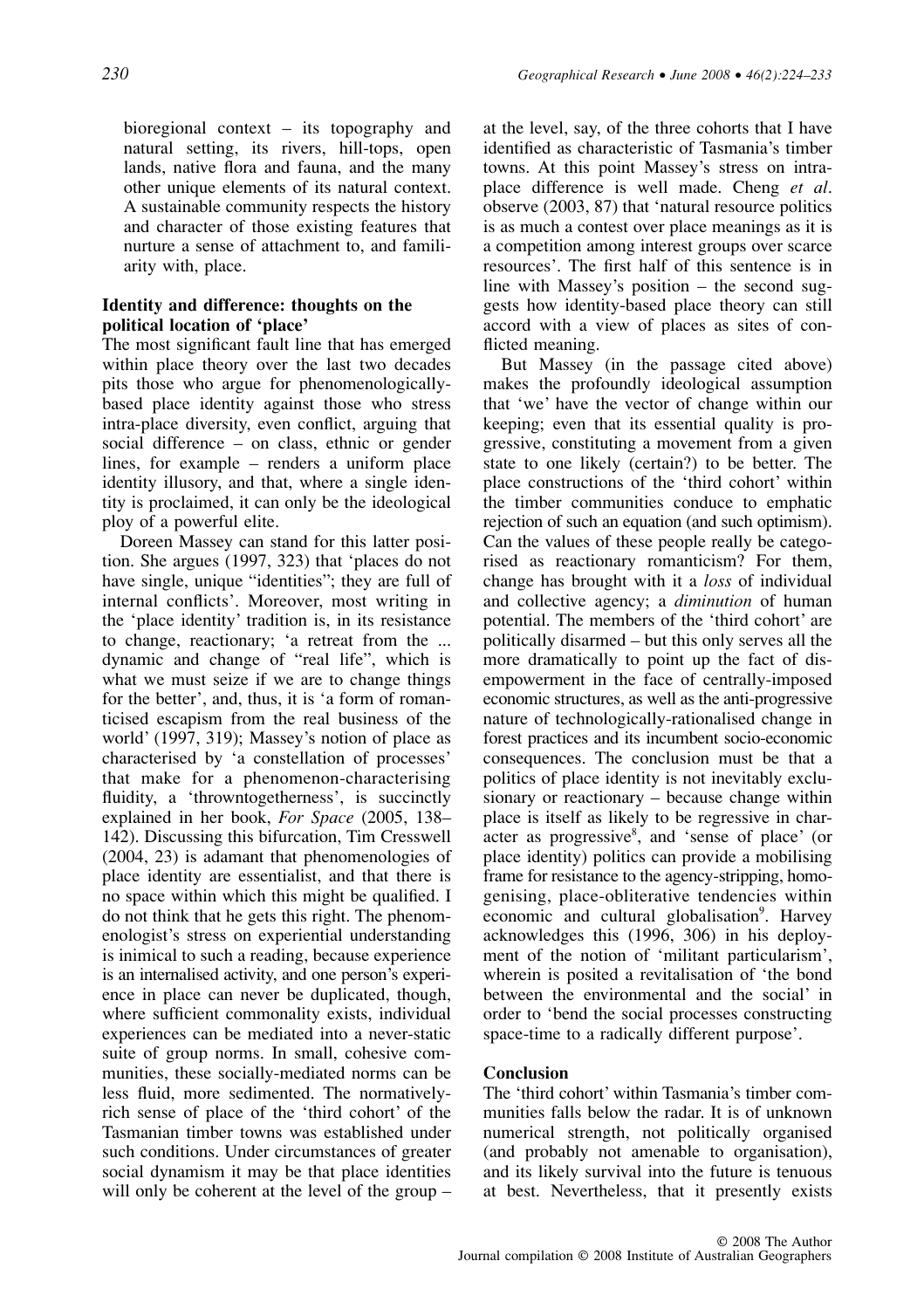bioregional context – its topography and natural setting, its rivers, hill-tops, open lands, native flora and fauna, and the many other unique elements of its natural context. A sustainable community respects the history and character of those existing features that nurture a sense of attachment to, and familiarity with, place.

## Identity and difference: thoughts on the political location of 'place'

The most significant fault line that has emerged within place theory over the last two decades pits those who argue for phenomenologically-based place identity against those who stress intra-place diversity, even conflict, arguing that social difference – on class, ethnic or gender lines, for example – renders a uniform place identity illusory, and that, where a single identity is proclaimed, it can only be the ideological ploy of a powerful elite.

Doreen Massey can stand for this latter position. She argues (1997, 323) that 'places do not have single, unique "identities"; they are full of internal conflicts'. Moreover, most writing in the 'place identity' tradition is, in its resistance to change, reactionary; 'a retreat from the ... dynamic and change of "real life", which is what we must seize if we are to change things for the better', and, thus, it is 'a form of romanticised escapism from the real business of the world' (1997, 319); Massey's notion of place as characterised by 'a constellation of processes' that make for a phenomenon-characterising fluidity, a 'throwntogetherness', is succinctly explained in her book, *For Space* (2005, 138–142). Discussing this bifurcation, Tim Cresswell (2004, 23) is adamant that phenomenologies of place identity are essentialist, and that there is no space within which this might be qualified. I do not think that he gets this right. The phenomenologist's stress on experiential understanding is inimical to such a reading, because experience is an internalised activity, and one person's experience in place can never be duplicated, though, where sufficient commonality exists, individual experiences can be mediated into a never-static suite of group norms. In small, cohesive communities, these socially-mediated norms can be less fluid, more sedimented. The normatively-rich sense of place of the 'third cohort' of the Tasmanian timber towns was established under such conditions. Under circumstances of greater social dynamism it may be that place identities will only be coherent at the level of the group – at the level, say, of the three cohorts that I have identified as characteristic of Tasmania's timber towns. At this point Massey's stress on intra-place difference is well made. Cheng *et al*. observe (2003, 87) that 'natural resource politics is as much a contest over place meanings as it is a competition among interest groups over scarce resources'. The first half of this sentence is in line with Massey's position – the second suggests how identity-based place theory can still accord with a view of places as sites of conflicted meaning.

But Massey (in the passage cited above) makes the profoundly ideological assumption that 'we' have the vector of change within our keeping; even that its essential quality is progressive, constituting a movement from a given state to one likely (certain?) to be better. The place constructions of the 'third cohort' within the timber communities conduce to emphatic rejection of such an equation (and such optimism). Can the values of these people really be categorised as reactionary romanticism? For them, change has brought with it a *loss* of individual and collective agency; a *diminution* of human potential. The members of the 'third cohort' are politically disarmed – but this only serves all the more dramatically to point up the fact of disempowerment in the face of centrally-imposed economic structures, as well as the anti-progressive nature of technologically-rationalised change in forest practices and its incumbent socio-economic consequences. The conclusion must be that a politics of place identity is not inevitably exclusionary or reactionary – because change within place is itself as likely to be regressive in character as progressive[8], and 'sense of place' (or place identity) politics can provide a mobilising frame for resistance to the agency-stripping, homogenising, place-obliterative tendencies within economic and cultural globalisation[9]. Harvey acknowledges this (1996, 306) in his deployment of the notion of 'militant particularism', wherein is posited a revitalisation of 'the bond between the environmental and the social' in order to 'bend the social processes constructing space-time to a radically different purpose'.

## Conclusion

The 'third cohort' within Tasmania's timber communities falls below the radar. It is of unknown numerical strength, not politically organised (and probably not amenable to organisation), and its likely survival into the future is tenuous at best. Nevertheless, that it presently exists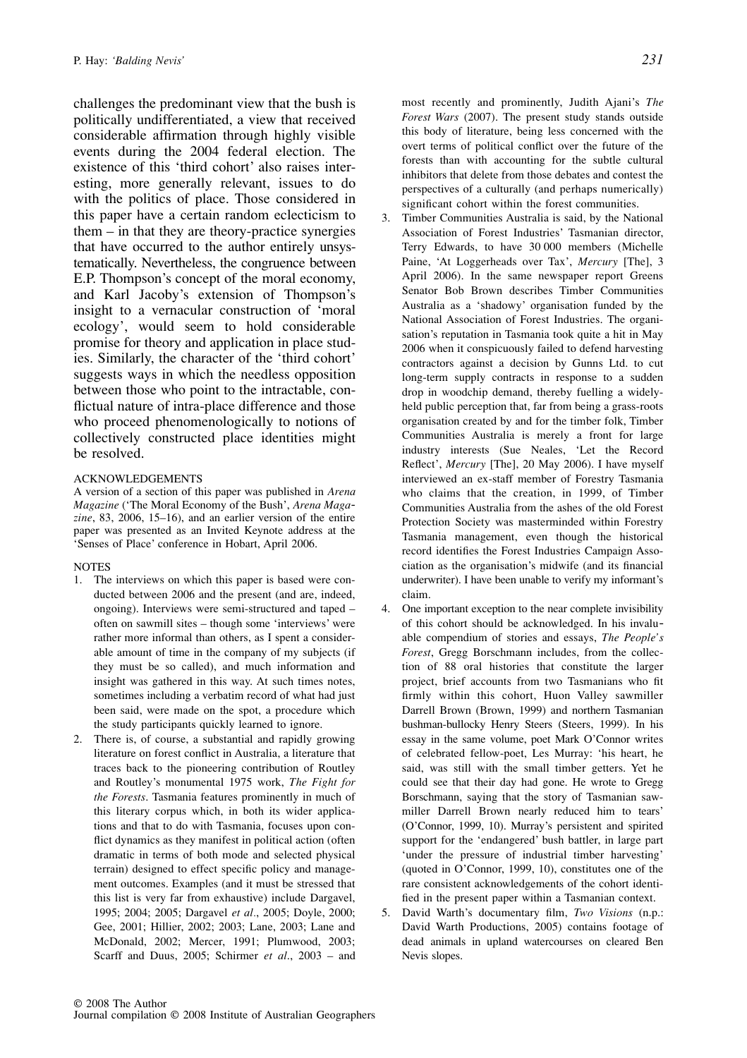challenges the predominant view that the bush is politically undifferentiated, a view that received considerable affirmation through highly visible events during the 2004 federal election. The existence of this 'third cohort' also raises interesting, more generally relevant, issues to do with the politics of place. Those considered in this paper have a certain random eclecticism to them – in that they are theory-practice synergies that have occurred to the author entirely unsystematically. Nevertheless, the congruence between E.P. Thompson's concept of the moral economy, and Karl Jacoby's extension of Thompson's insight to a vernacular construction of 'moral ecology', would seem to hold considerable promise for theory and application in place studies. Similarly, the character of the 'third cohort' suggests ways in which the needless opposition between those who point to the intractable, conflictual nature of intra-place difference and those who proceed phenomenologically to notions of collectively constructed place identities might be resolved.

## ACKNOWLEDGEMENTS

A version of a section of this paper was published in *Arena Magazine* ('The Moral Economy of the Bush', *Arena Magazine*, 83, 2006, 15–16), and an earlier version of the entire paper was presented as an Invited Keynote address at the 'Senses of Place' conference in Hobart, April 2006.

## NOTES

1. The interviews on which this paper is based were conducted between 2006 and the present (and are, indeed, ongoing). Interviews were semi-structured and taped – often on sawmill sites – though some 'interviews' were rather more informal than others, as I spent a considerable amount of time in the company of my subjects (if they must be so called), and much information and insight was gathered in this way. At such times notes, sometimes including a verbatim record of what had just been said, were made on the spot, a procedure which the study participants quickly learned to ignore.
2. There is, of course, a substantial and rapidly growing literature on forest conflict in Australia, a literature that traces back to the pioneering contribution of Routley and Routley's monumental 1975 work, *The Fight for the Forests*. Tasmania features prominently in much of this literary corpus which, in both its wider applications and that to do with Tasmania, focuses upon conflict dynamics as they manifest in political action (often dramatic in terms of both mode and selected physical terrain) designed to effect specific policy and management outcomes. Examples (and it must be stressed that this list is very far from exhaustive) include Dargavel, 1995; 2004; 2005; Dargavel *et al*., 2005; Doyle, 2000; Gee, 2001; Hillier, 2002; 2003; Lane, 2003; Lane and McDonald, 2002; Mercer, 1991; Plumwood, 2003; Scarff and Duus, 2005; Schirmer *et al*., 2003 – and most recently and prominently, Judith Ajani's *The Forest Wars* (2007). The present study stands outside this body of literature, being less concerned with the overt terms of political conflict over the future of the forests than with accounting for the subtle cultural inhibitors that delete from those debates and contest the perspectives of a culturally (and perhaps numerically) significant cohort within the forest communities.
3. Timber Communities Australia is said, by the National Association of Forest Industries' Tasmanian director, Terry Edwards, to have 30 000 members (Michelle Paine, 'At Loggerheads over Tax', *Mercury* [The], 3 April 2006). In the same newspaper report Greens Senator Bob Brown describes Timber Communities Australia as a 'shadowy' organisation funded by the National Association of Forest Industries. The organisation's reputation in Tasmania took quite a hit in May 2006 when it conspicuously failed to defend harvesting contractors against a decision by Gunns Ltd. to cut long-term supply contracts in response to a sudden drop in woodchip demand, thereby fuelling a widely-held public perception that, far from being a grass-roots organisation created by and for the timber folk, Timber Communities Australia is merely a front for large industry interests (Sue Neales, 'Let the Record Reflect', *Mercury* [The], 20 May 2006). I have myself interviewed an ex-staff member of Forestry Tasmania who claims that the creation, in 1999, of Timber Communities Australia from the ashes of the old Forest Protection Society was masterminded within Forestry Tasmania management, even though the historical record identifies the Forest Industries Campaign Association as the organisation's midwife (and its financial underwriter). I have been unable to verify my informant's claim.
4. One important exception to the near complete invisibility of this cohort should be acknowledged. In his invaluable compendium of stories and essays, *The People's Forest*, Gregg Borschmann includes, from the collection of 88 oral histories that constitute the larger project, brief accounts from two Tasmanians who fit firmly within this cohort, Huon Valley sawmiller Darrell Brown (Brown, 1999) and northern Tasmanian bushman-bullocky Henry Steers (Steers, 1999). In his essay in the same volume, poet Mark O'Connor writes of celebrated fellow-poet, Les Murray: 'his heart, he said, was still with the small timber getters. Yet he could see that their day had gone. He wrote to Gregg Borschmann, saying that the story of Tasmanian sawmiller Darrell Brown nearly reduced him to tears' (O'Connor, 1999, 10). Murray's persistent and spirited support for the 'endangered' bush battler, in large part 'under the pressure of industrial timber harvesting' (quoted in O'Connor, 1999, 10), constitutes one of the rare consistent acknowledgements of the cohort identified in the present paper within a Tasmanian context.
5. David Warth's documentary film, *Two Visions* (n.p.: David Warth Productions, 2005) contains footage of dead animals in upland watercourses on cleared Ben Nevis slopes.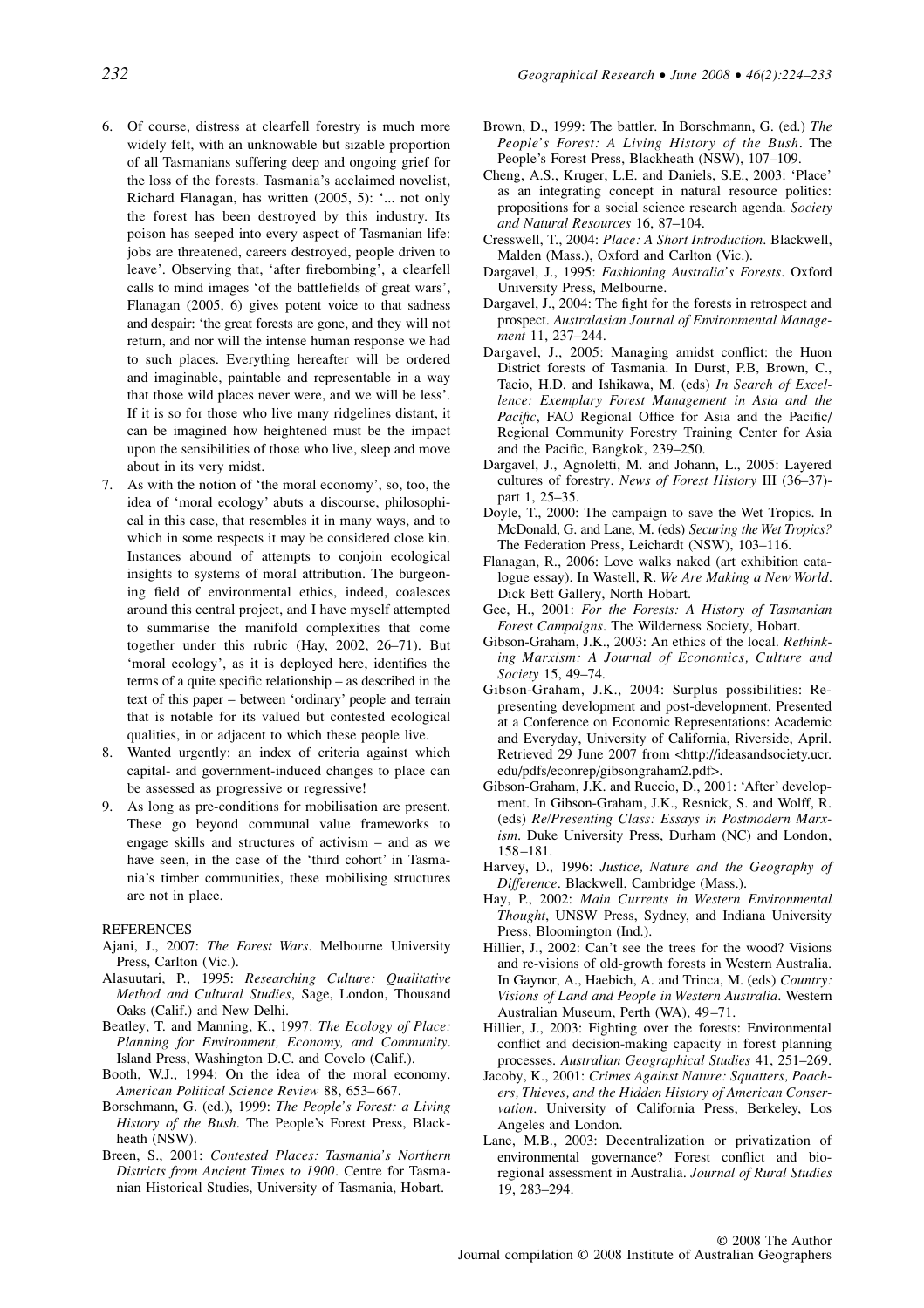6. Of course, distress at clearfell forestry is much more widely felt, with an unknowable but sizable proportion of all Tasmanians suffering deep and ongoing grief for the loss of the forests. Tasmania's acclaimed novelist, Richard Flanagan, has written (2005, 5): '... not only the forest has been destroyed by this industry. Its poison has seeped into every aspect of Tasmanian life: jobs are threatened, careers destroyed, people driven to leave'. Observing that, 'after firebombing', a clearfell calls to mind images 'of the battlefields of great wars', Flanagan (2005, 6) gives potent voice to that sadness and despair: 'the great forests are gone, and they will not return, and nor will the intense human response we had to such places. Everything hereafter will be ordered and imaginable, paintable and representable in a way that those wild places never were, and we will be less'. If it is so for those who live many ridgelines distant, it can be imagined how heightened must be the impact upon the sensibilities of those who live, sleep and move about in its very midst.
7. As with the notion of 'the moral economy', so, too, the idea of 'moral ecology' abuts a discourse, philosophical in this case, that resembles it in many ways, and to which in some respects it may be considered close kin. Instances abound of attempts to conjoin ecological insights to systems of moral attribution. The burgeoning field of environmental ethics, indeed, coalesces around this central project, and I have myself attempted to summarise the manifold complexities that come together under this rubric (Hay, 2002, 26–71). But 'moral ecology', as it is deployed here, identifies the terms of a quite specific relationship – as described in the text of this paper – between 'ordinary' people and terrain that is notable for its valued but contested ecological qualities, in or adjacent to which these people live.
8. Wanted urgently: an index of criteria against which capital- and government-induced changes to place can be assessed as progressive or regressive!
9. As long as pre-conditions for mobilisation are present. These go beyond communal value frameworks to engage skills and structures of activism – and as we have seen, in the case of the 'third cohort' in Tasmania's timber communities, these mobilising structures are not in place.

REFERENCES

Ajani, J., 2007: *The Forest Wars*. Melbourne University Press, Carlton (Vic.).

Alasuutari, P., 1995: *Researching Culture: Qualitative Method and Cultural Studies*, Sage, London, Thousand Oaks (Calif.) and New Delhi.

Beatley, T. and Manning, K., 1997: *The Ecology of Place: Planning for Environment, Economy, and Community*. Island Press, Washington D.C. and Covelo (Calif.).

Booth, W.J., 1994: On the idea of the moral economy. *American Political Science Review* 88, 653–667.

Borschmann, G. (ed.), 1999: *The People's Forest: a Living History of the Bush*. The People's Forest Press, Blackheath (NSW).

Breen, S., 2001: *Contested Places: Tasmania's Northern Districts from Ancient Times to 1900*. Centre for Tasmanian Historical Studies, University of Tasmania, Hobart.

Brown, D., 1999: The battler. In Borschmann, G. (ed.) *The People's Forest: A Living History of the Bush*. The People's Forest Press, Blackheath (NSW), 107–109.

Cheng, A.S., Kruger, L.E. and Daniels, S.E., 2003: 'Place' as an integrating concept in natural resource politics: propositions for a social science research agenda. *Society and Natural Resources* 16, 87–104.

Cresswell, T., 2004: *Place: A Short Introduction*. Blackwell, Malden (Mass.), Oxford and Carlton (Vic.).

Dargavel, J., 1995: *Fashioning Australia's Forests*. Oxford University Press, Melbourne.

Dargavel, J., 2004: The fight for the forests in retrospect and prospect. *Australasian Journal of Environmental Management* 11, 237–244.

Dargavel, J., 2005: Managing amidst conflict: the Huon District forests of Tasmania. In Durst, P.B, Brown, C., Tacio, H.D. and Ishikawa, M. (eds) *In Search of Excellence: Exemplary Forest Management in Asia and the Pacific*, FAO Regional Office for Asia and the Pacific/ Regional Community Forestry Training Center for Asia and the Pacific, Bangkok, 239–250.

Dargavel, J., Agnoletti, M. and Johann, L., 2005: Layered cultures of forestry. *News of Forest History* III (36–37)-part 1, 25–35.

Doyle, T., 2000: The campaign to save the Wet Tropics. In McDonald, G. and Lane, M. (eds) *Securing the Wet Tropics?* The Federation Press, Leichardt (NSW), 103–116.

Flanagan, R., 2006: Love walks naked (art exhibition catalogue essay). In Wastell, R. *We Are Making a New World*. Dick Bett Gallery, North Hobart.

Gee, H., 2001: *For the Forests: A History of Tasmanian Forest Campaigns*. The Wilderness Society, Hobart.

Gibson-Graham, J.K., 2003: An ethics of the local. *Rethinking Marxism: A Journal of Economics, Culture and Society* 15, 49–74.

Gibson-Graham, J.K., 2004: Surplus possibilities: Representing development and post-development. Presented at a Conference on Economic Representations: Academic and Everyday, University of California, Riverside, April. Retrieved 29 June 2007 from <http://ideasandsociety.ucr.edu/pdfs/econrep/gibsongraham2.pdf>.

Gibson-Graham, J.K. and Ruccio, D., 2001: 'After' development. In Gibson-Graham, J.K., Resnick, S. and Wolff, R. (eds) *Re/Presenting Class: Essays in Postmodern Marxism*. Duke University Press, Durham (NC) and London, 158–181.

Harvey, D., 1996: *Justice, Nature and the Geography of Difference*. Blackwell, Cambridge (Mass.).

Hay, P., 2002: *Main Currents in Western Environmental Thought*, UNSW Press, Sydney, and Indiana University Press, Bloomington (Ind.).

Hillier, J., 2002: Can't see the trees for the wood? Visions and re-visions of old-growth forests in Western Australia. In Gaynor, A., Haebich, A. and Trinca, M. (eds) *Country: Visions of Land and People in Western Australia*. Western Australian Museum, Perth (WA), 49–71.

Hillier, J., 2003: Fighting over the forests: Environmental conflict and decision-making capacity in forest planning processes. *Australian Geographical Studies* 41, 251–269.

Jacoby, K., 2001: *Crimes Against Nature: Squatters, Poachers, Thieves, and the Hidden History of American Conservation*. University of California Press, Berkeley, Los Angeles and London.

Lane, M.B., 2003: Decentralization or privatization of environmental governance? Forest conflict and bioregional assessment in Australia. *Journal of Rural Studies* 19, 283–294.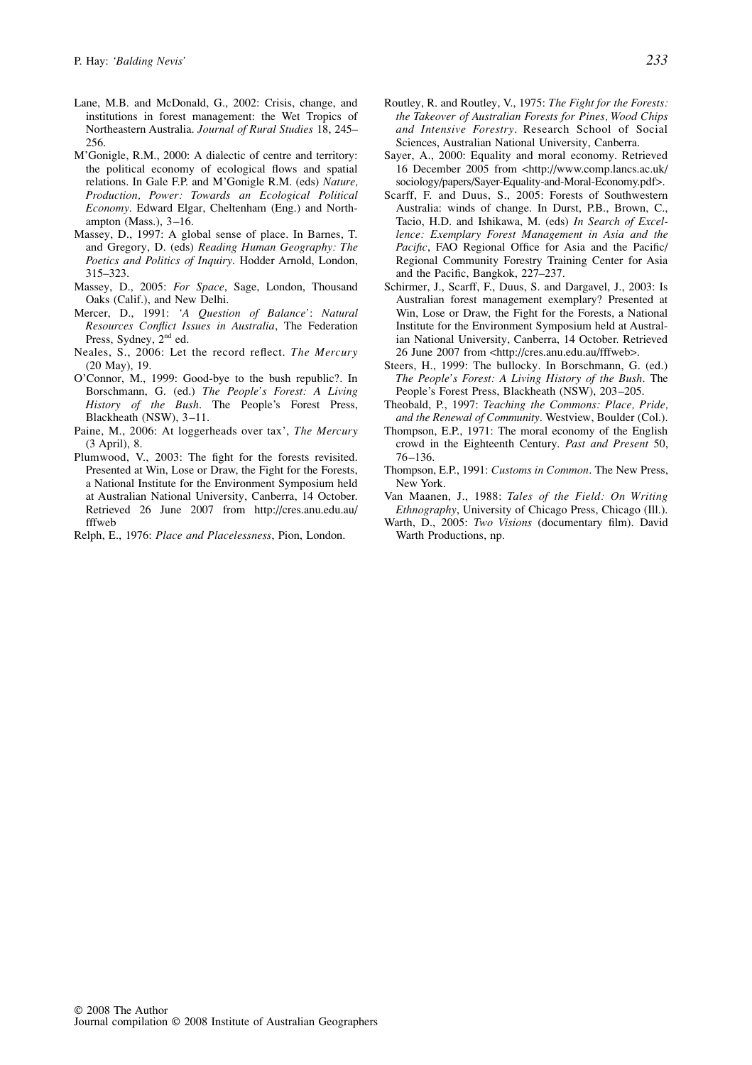- Lane, M.B. and McDonald, G., 2002: Crisis, change, and institutions in forest management: the Wet Tropics of Northeastern Australia. *Journal of Rural Studies* 18, 245–256.
- M'Gonigle, R.M., 2000: A dialectic of centre and territory: the political economy of ecological flows and spatial relations. In Gale F.P. and M'Gonigle R.M. (eds) *Nature, Production, Power: Towards an Ecological Political Economy*. Edward Elgar, Cheltenham (Eng.) and Northampton (Mass.), 3–16.
- Massey, D., 1997: A global sense of place. In Barnes, T. and Gregory, D. (eds) *Reading Human Geography: The Poetics and Politics of Inquiry*. Hodder Arnold, London, 315–323.
- Massey, D., 2005: *For Space*, Sage, London, Thousand Oaks (Calif.), and New Delhi.
- Mercer, D., 1991: *'A Question of Balance': Natural Resources Conflict Issues in Australia*, The Federation Press, Sydney, 2nd ed.
- Neales, S., 2006: Let the record reflect. *The Mercury* (20 May), 19.
- O'Connor, M., 1999: Good-bye to the bush republic?. In Borschmann, G. (ed.) *The People's Forest: A Living History of the Bush*. The People's Forest Press, Blackheath (NSW), 3–11.
- Paine, M., 2006: At loggerheads over tax', *The Mercury* (3 April), 8.
- Plumwood, V., 2003: The fight for the forests revisited. Presented at Win, Lose or Draw, the Fight for the Forests, a National Institute for the Environment Symposium held at Australian National University, Canberra, 14 October. Retrieved 26 June 2007 from http://cres.anu.edu.au/fffweb
- Relph, E., 1976: *Place and Placelessness*, Pion, London.
- Routley, R. and Routley, V., 1975: *The Fight for the Forests: the Takeover of Australian Forests for Pines, Wood Chips and Intensive Forestry*. Research School of Social Sciences, Australian National University, Canberra.
- Sayer, A., 2000: Equality and moral economy. Retrieved 16 December 2005 from <http://www.comp.lancs.ac.uk/sociology/papers/Sayer-Equality-and-Moral-Economy.pdf>.
- Scarff, F. and Duus, S., 2005: Forests of Southwestern Australia: winds of change. In Durst, P.B., Brown, C., Tacio, H.D. and Ishikawa, M. (eds) *In Search of Excellence: Exemplary Forest Management in Asia and the Pacific*, FAO Regional Office for Asia and the Pacific/Regional Community Forestry Training Center for Asia and the Pacific, Bangkok, 227–237.
- Schirmer, J., Scarff, F., Duus, S. and Dargavel, J., 2003: Is Australian forest management exemplary? Presented at Win, Lose or Draw, the Fight for the Forests, a National Institute for the Environment Symposium held at Australian National University, Canberra, 14 October. Retrieved 26 June 2007 from <http://cres.anu.edu.au/fffweb>.
- Steers, H., 1999: The bullocky. In Borschmann, G. (ed.) *The People's Forest: A Living History of the Bush*. The People's Forest Press, Blackheath (NSW), 203–205.
- Theobald, P., 1997: *Teaching the Commons: Place, Pride, and the Renewal of Community*. Westview, Boulder (Col.).
- Thompson, E.P., 1971: The moral economy of the English crowd in the Eighteenth Century. *Past and Present* 50, 76–136.
- Thompson, E.P., 1991: *Customs in Common*. The New Press, New York.
- Van Maanen, J., 1988: *Tales of the Field: On Writing Ethnography*, University of Chicago Press, Chicago (Ill.).
- Warth, D., 2005: *Two Visions* (documentary film). David Warth Productions, np.

© 2008 The Author
Journal compilation © 2008 Institute of Australian Geographers